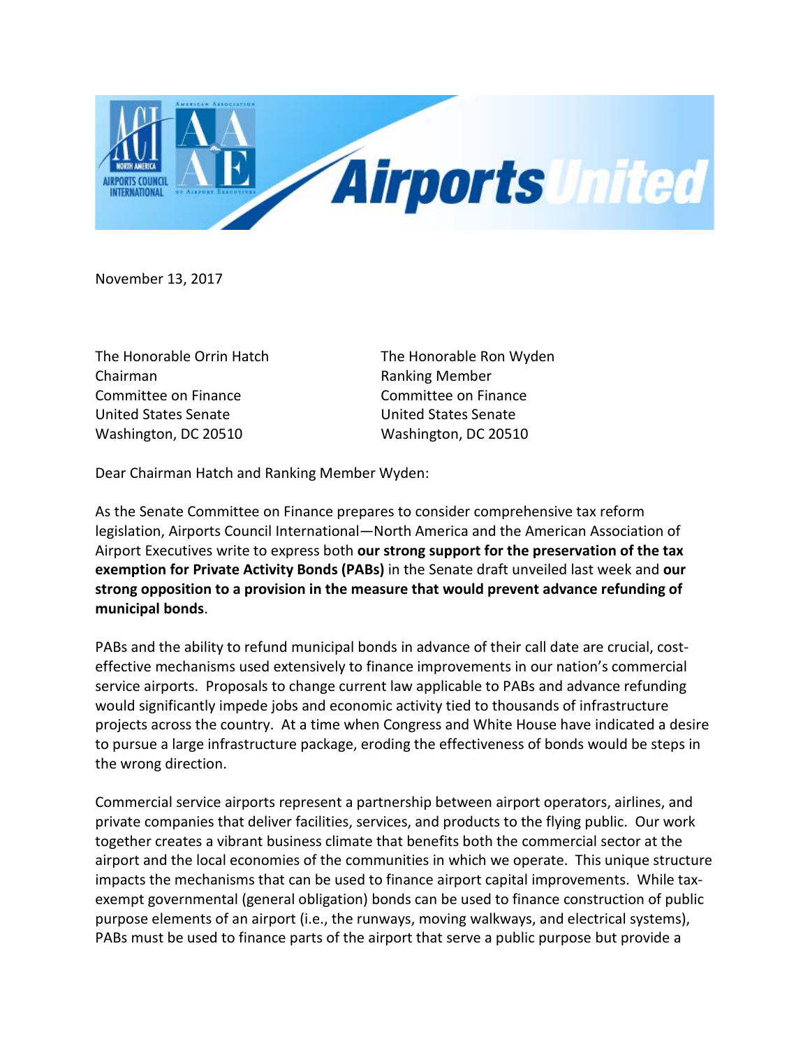November 13, 2017

The Honorable Orrin Hatch
Chairman
Committee on Finance
United States Senate
Washington, DC 20510

The Honorable Ron Wyden
Ranking Member
Committee on Finance
United States Senate
Washington, DC 20510

Dear Chairman Hatch and Ranking Member Wyden:

As the Senate Committee on Finance prepares to consider comprehensive tax reform legislation, Airports Council International—North America and the American Association of Airport Executives write to express both **our strong support for the preservation of the tax exemption for Private Activity Bonds (PABs)** in the Senate draft unveiled last week and **our strong opposition to a provision in the measure that would prevent advance refunding of municipal bonds**.

PABs and the ability to refund municipal bonds in advance of their call date are crucial, cost-effective mechanisms used extensively to finance improvements in our nation's commercial service airports. Proposals to change current law applicable to PABs and advance refunding would significantly impede jobs and economic activity tied to thousands of infrastructure projects across the country. At a time when Congress and White House have indicated a desire to pursue a large infrastructure package, eroding the effectiveness of bonds would be steps in the wrong direction.

Commercial service airports represent a partnership between airport operators, airlines, and private companies that deliver facilities, services, and products to the flying public. Our work together creates a vibrant business climate that benefits both the commercial sector at the airport and the local economies of the communities in which we operate. This unique structure impacts the mechanisms that can be used to finance airport capital improvements. While tax-exempt governmental (general obligation) bonds can be used to finance construction of public purpose elements of an airport (i.e., the runways, moving walkways, and electrical systems), PABs must be used to finance parts of the airport that serve a public purpose but provide a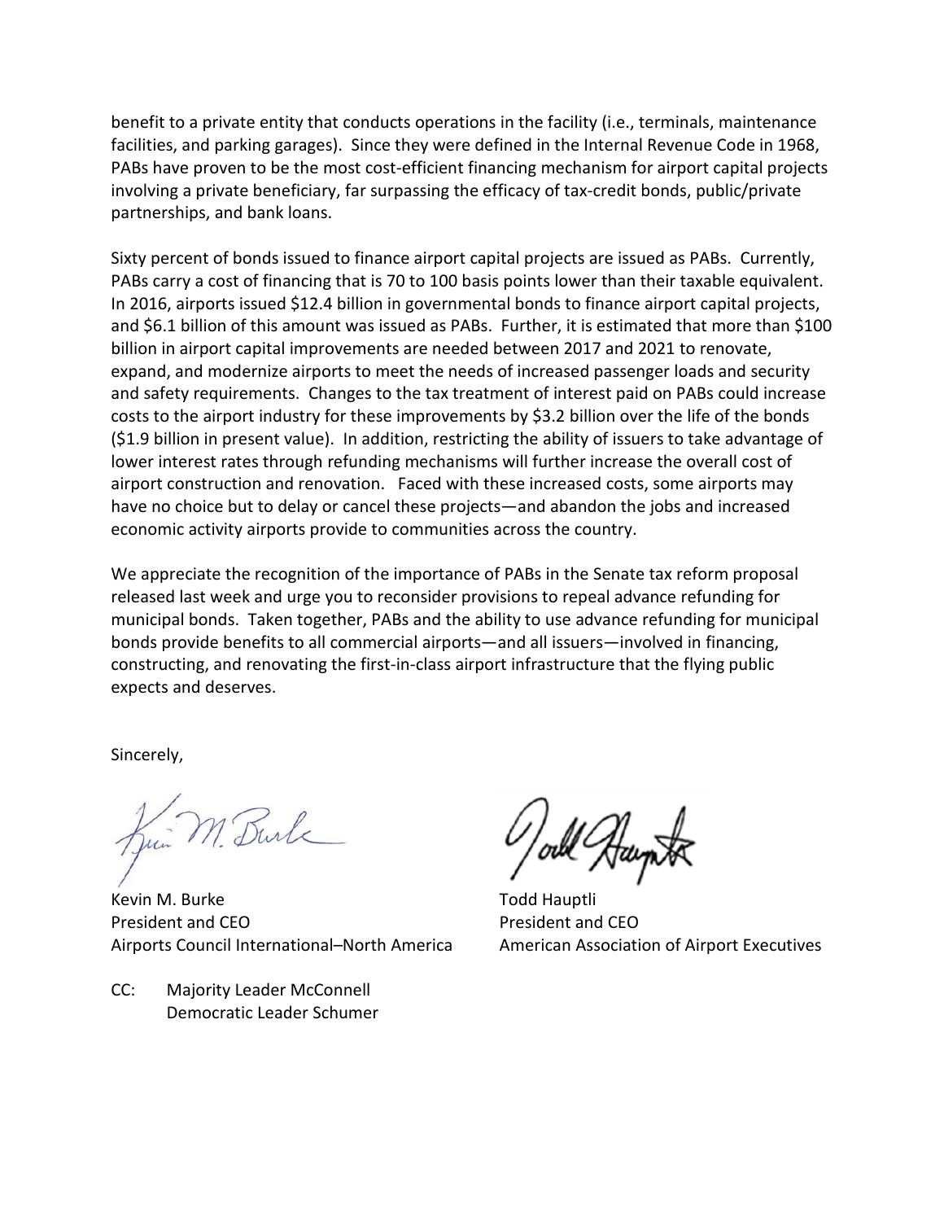benefit to a private entity that conducts operations in the facility (i.e., terminals, maintenance facilities, and parking garages). Since they were defined in the Internal Revenue Code in 1968, PABs have proven to be the most cost-efficient financing mechanism for airport capital projects involving a private beneficiary, far surpassing the efficacy of tax-credit bonds, public/private partnerships, and bank loans.

Sixty percent of bonds issued to finance airport capital projects are issued as PABs. Currently, PABs carry a cost of financing that is 70 to 100 basis points lower than their taxable equivalent. In 2016, airports issued $12.4 billion in governmental bonds to finance airport capital projects, and $6.1 billion of this amount was issued as PABs. Further, it is estimated that more than $100 billion in airport capital improvements are needed between 2017 and 2021 to renovate, expand, and modernize airports to meet the needs of increased passenger loads and security and safety requirements. Changes to the tax treatment of interest paid on PABs could increase costs to the airport industry for these improvements by $3.2 billion over the life of the bonds ($1.9 billion in present value). In addition, restricting the ability of issuers to take advantage of lower interest rates through refunding mechanisms will further increase the overall cost of airport construction and renovation. Faced with these increased costs, some airports may have no choice but to delay or cancel these projects—and abandon the jobs and increased economic activity airports provide to communities across the country.

We appreciate the recognition of the importance of PABs in the Senate tax reform proposal released last week and urge you to reconsider provisions to repeal advance refunding for municipal bonds. Taken together, PABs and the ability to use advance refunding for municipal bonds provide benefits to all commercial airports—and all issuers—involved in financing, constructing, and renovating the first-in-class airport infrastructure that the flying public expects and deserves.

Sincerely,

Kevin M. Burke
President and CEO
Airports Council International–North America

Todd Hauptli
President and CEO
American Association of Airport Executives

CC: Majority Leader McConnell
Democratic Leader Schumer